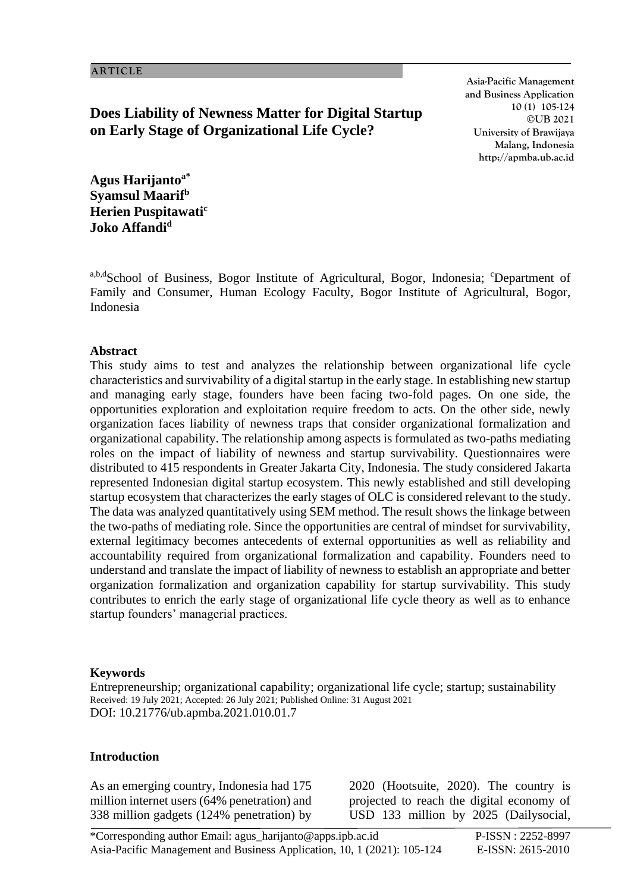ARTICLE

# Does Liability of Newness Matter for Digital Startup on Early Stage of Organizational Life Cycle?

Asia-Pacific Management and Business Application
10 (1) 105-124
©UB 2021
University of Brawijaya
Malang, Indonesia
http://apmba.ub.ac.id

**Agus Harijanto[a*]**
**Syamsul Maarif[b]**
**Herien Puspitawati[c]**
**Joko Affandi[d]**

[a,b,d]School of Business, Bogor Institute of Agricultural, Bogor, Indonesia; [c]Department of Family and Consumer, Human Ecology Faculty, Bogor Institute of Agricultural, Bogor, Indonesia

## Abstract

This study aims to test and analyzes the relationship between organizational life cycle characteristics and survivability of a digital startup in the early stage. In establishing new startup and managing early stage, founders have been facing two-fold pages. On one side, the opportunities exploration and exploitation require freedom to acts. On the other side, newly organization faces liability of newness traps that consider organizational formalization and organizational capability. The relationship among aspects is formulated as two-paths mediating roles on the impact of liability of newness and startup survivability. Questionnaires were distributed to 415 respondents in Greater Jakarta City, Indonesia. The study considered Jakarta represented Indonesian digital startup ecosystem. This newly established and still developing startup ecosystem that characterizes the early stages of OLC is considered relevant to the study. The data was analyzed quantitatively using SEM method. The result shows the linkage between the two-paths of mediating role. Since the opportunities are central of mindset for survivability, external legitimacy becomes antecedents of external opportunities as well as reliability and accountability required from organizational formalization and capability. Founders need to understand and translate the impact of liability of newness to establish an appropriate and better organization formalization and organization capability for startup survivability. This study contributes to enrich the early stage of organizational life cycle theory as well as to enhance startup founders' managerial practices.

## Keywords

Entrepreneurship; organizational capability; organizational life cycle; startup; sustainability

Received: 19 July 2021; Accepted: 26 July 2021; Published Online: 31 August 2021

DOI: 10.21776/ub.apmba.2021.010.01.7

## Introduction

As an emerging country, Indonesia had 175 million internet users (64% penetration) and 338 million gadgets (124% penetration) by 2020 (Hootsuite, 2020). The country is projected to reach the digital economy of USD 133 million by 2025 (Dailysocial,

*Corresponding author Email: agus_harijanto@apps.ipb.ac.id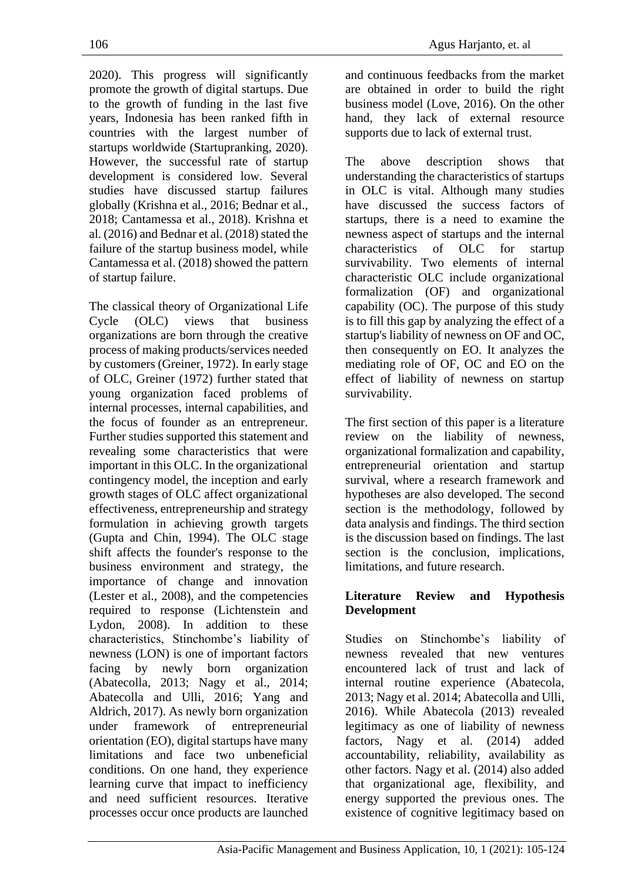2020). This progress will significantly promote the growth of digital startups. Due to the growth of funding in the last five years, Indonesia has been ranked fifth in countries with the largest number of startups worldwide (Startupranking, 2020). However, the successful rate of startup development is considered low. Several studies have discussed startup failures globally (Krishna et al., 2016; Bednar et al., 2018; Cantamessa et al., 2018). Krishna et al. (2016) and Bednar et al. (2018) stated the failure of the startup business model, while Cantamessa et al. (2018) showed the pattern of startup failure.

The classical theory of Organizational Life Cycle (OLC) views that business organizations are born through the creative process of making products/services needed by customers (Greiner, 1972). In early stage of OLC, Greiner (1972) further stated that young organization faced problems of internal processes, internal capabilities, and the focus of founder as an entrepreneur. Further studies supported this statement and revealing some characteristics that were important in this OLC. In the organizational contingency model, the inception and early growth stages of OLC affect organizational effectiveness, entrepreneurship and strategy formulation in achieving growth targets (Gupta and Chin, 1994). The OLC stage shift affects the founder's response to the business environment and strategy, the importance of change and innovation (Lester et al., 2008), and the competencies required to response (Lichtenstein and Lydon, 2008). In addition to these characteristics, Stinchombe's liability of newness (LON) is one of important factors facing by newly born organization (Abatecolla, 2013; Nagy et al., 2014; Abatecolla and Ulli, 2016; Yang and Aldrich, 2017). As newly born organization under framework of entrepreneurial orientation (EO), digital startups have many limitations and face two unbeneficial conditions. On one hand, they experience learning curve that impact to inefficiency and need sufficient resources. Iterative processes occur once products are launched and continuous feedbacks from the market are obtained in order to build the right business model (Love, 2016). On the other hand, they lack of external resource supports due to lack of external trust.

The above description shows that understanding the characteristics of startups in OLC is vital. Although many studies have discussed the success factors of startups, there is a need to examine the newness aspect of startups and the internal characteristics of OLC for startup survivability. Two elements of internal characteristic OLC include organizational formalization (OF) and organizational capability (OC). The purpose of this study is to fill this gap by analyzing the effect of a startup's liability of newness on OF and OC, then consequently on EO. It analyzes the mediating role of OF, OC and EO on the effect of liability of newness on startup survivability.

The first section of this paper is a literature review on the liability of newness, organizational formalization and capability, entrepreneurial orientation and startup survival, where a research framework and hypotheses are also developed. The second section is the methodology, followed by data analysis and findings. The third section is the discussion based on findings. The last section is the conclusion, implications, limitations, and future research.

## Literature Review and Hypothesis Development

Studies on Stinchombe's liability of newness revealed that new ventures encountered lack of trust and lack of internal routine experience (Abatecola, 2013; Nagy et al. 2014; Abatecolla and Ulli, 2016). While Abatecola (2013) revealed legitimacy as one of liability of newness factors, Nagy et al. (2014) added accountability, reliability, availability as other factors. Nagy et al. (2014) also added that organizational age, flexibility, and energy supported the previous ones. The existence of cognitive legitimacy based on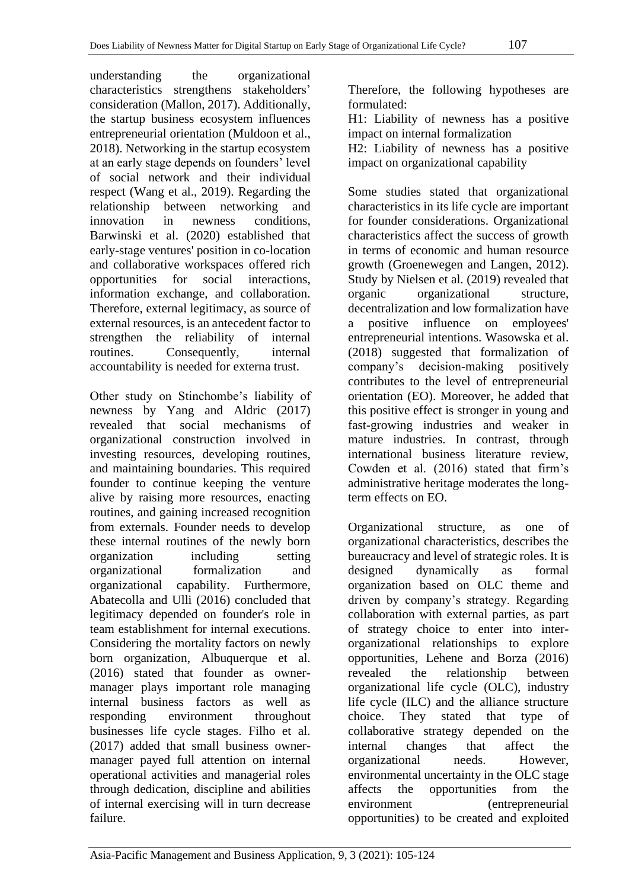understanding the organizational characteristics strengthens stakeholders' consideration (Mallon, 2017). Additionally, the startup business ecosystem influences entrepreneurial orientation (Muldoon et al., 2018). Networking in the startup ecosystem at an early stage depends on founders' level of social network and their individual respect (Wang et al., 2019). Regarding the relationship between networking and innovation in newness conditions, Barwinski et al. (2020) established that early-stage ventures' position in co-location and collaborative workspaces offered rich opportunities for social interactions, information exchange, and collaboration. Therefore, external legitimacy, as source of external resources, is an antecedent factor to strengthen the reliability of internal routines. Consequently, internal accountability is needed for externa trust.

Other study on Stinchombe's liability of newness by Yang and Aldric (2017) revealed that social mechanisms of organizational construction involved in investing resources, developing routines, and maintaining boundaries. This required founder to continue keeping the venture alive by raising more resources, enacting routines, and gaining increased recognition from externals. Founder needs to develop these internal routines of the newly born organization including setting organizational formalization and organizational capability. Furthermore, Abatecolla and Ulli (2016) concluded that legitimacy depended on founder's role in team establishment for internal executions. Considering the mortality factors on newly born organization, Albuquerque et al. (2016) stated that founder as owner-manager plays important role managing internal business factors as well as responding environment throughout businesses life cycle stages. Filho et al. (2017) added that small business owner-manager payed full attention on internal operational activities and managerial roles through dedication, discipline and abilities of internal exercising will in turn decrease failure.

Therefore, the following hypotheses are formulated:

H1: Liability of newness has a positive impact on internal formalization

H2: Liability of newness has a positive impact on organizational capability

Some studies stated that organizational characteristics in its life cycle are important for founder considerations. Organizational characteristics affect the success of growth in terms of economic and human resource growth (Groenewegen and Langen, 2012). Study by Nielsen et al. (2019) revealed that organic organizational structure, decentralization and low formalization have a positive influence on employees' entrepreneurial intentions. Wasowska et al. (2018) suggested that formalization of company's decision-making positively contributes to the level of entrepreneurial orientation (EO). Moreover, he added that this positive effect is stronger in young and fast-growing industries and weaker in mature industries. In contrast, through international business literature review, Cowden et al. (2016) stated that firm's administrative heritage moderates the long-term effects on EO.

Organizational structure, as one of organizational characteristics, describes the bureaucracy and level of strategic roles. It is designed dynamically as formal organization based on OLC theme and driven by company's strategy. Regarding collaboration with external parties, as part of strategy choice to enter into inter-organizational relationships to explore opportunities, Lehene and Borza (2016) revealed the relationship between organizational life cycle (OLC), industry life cycle (ILC) and the alliance structure choice. They stated that type of collaborative strategy depended on the internal changes that affect the organizational needs. However, environmental uncertainty in the OLC stage affects the opportunities from the environment (entrepreneurial opportunities) to be created and exploited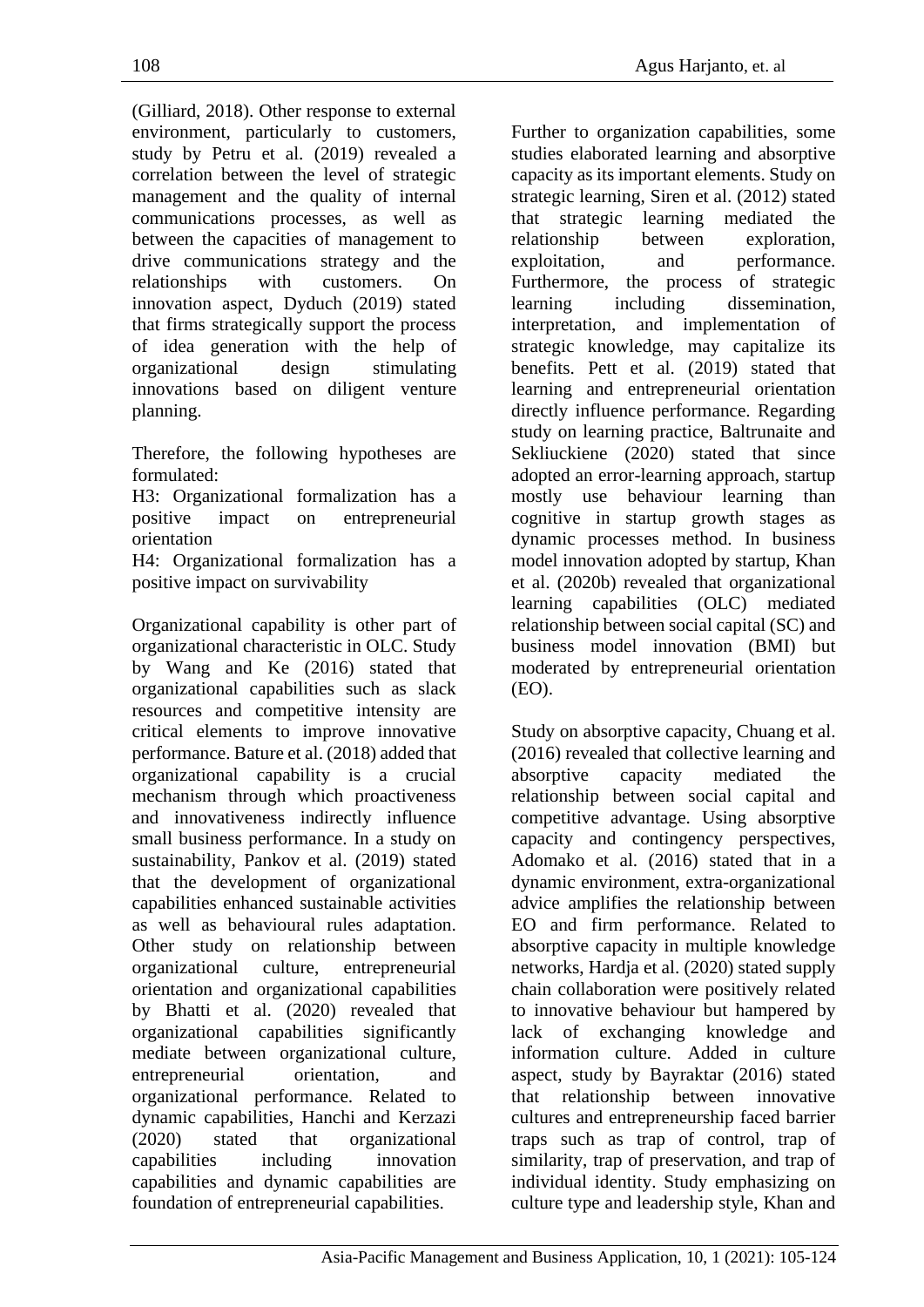(Gilliard, 2018). Other response to external environment, particularly to customers, study by Petru et al. (2019) revealed a correlation between the level of strategic management and the quality of internal communications processes, as well as between the capacities of management to drive communications strategy and the relationships with customers. On innovation aspect, Dyduch (2019) stated that firms strategically support the process of idea generation with the help of organizational design stimulating innovations based on diligent venture planning.

Therefore, the following hypotheses are formulated:

H3: Organizational formalization has a positive impact on entrepreneurial orientation

H4: Organizational formalization has a positive impact on survivability

Organizational capability is other part of organizational characteristic in OLC. Study by Wang and Ke (2016) stated that organizational capabilities such as slack resources and competitive intensity are critical elements to improve innovative performance. Bature et al. (2018) added that organizational capability is a crucial mechanism through which proactiveness and innovativeness indirectly influence small business performance. In a study on sustainability, Pankov et al. (2019) stated that the development of organizational capabilities enhanced sustainable activities as well as behavioural rules adaptation. Other study on relationship between organizational culture, entrepreneurial orientation and organizational capabilities by Bhatti et al. (2020) revealed that organizational capabilities significantly mediate between organizational culture, entrepreneurial orientation, and organizational performance. Related to dynamic capabilities, Hanchi and Kerzazi (2020) stated that organizational capabilities including innovation capabilities and dynamic capabilities are foundation of entrepreneurial capabilities.

Further to organization capabilities, some studies elaborated learning and absorptive capacity as its important elements. Study on strategic learning, Siren et al. (2012) stated that strategic learning mediated the relationship between exploration, exploitation, and performance. Furthermore, the process of strategic learning including dissemination, interpretation, and implementation of strategic knowledge, may capitalize its benefits. Pett et al. (2019) stated that learning and entrepreneurial orientation directly influence performance. Regarding study on learning practice, Baltrunaite and Sekliuckiene (2020) stated that since adopted an error-learning approach, startup mostly use behaviour learning than cognitive in startup growth stages as dynamic processes method. In business model innovation adopted by startup, Khan et al. (2020b) revealed that organizational learning capabilities (OLC) mediated relationship between social capital (SC) and business model innovation (BMI) but moderated by entrepreneurial orientation (EO).

Study on absorptive capacity, Chuang et al. (2016) revealed that collective learning and absorptive capacity mediated the relationship between social capital and competitive advantage. Using absorptive capacity and contingency perspectives, Adomako et al. (2016) stated that in a dynamic environment, extra-organizational advice amplifies the relationship between EO and firm performance. Related to absorptive capacity in multiple knowledge networks, Hardja et al. (2020) stated supply chain collaboration were positively related to innovative behaviour but hampered by lack of exchanging knowledge and information culture. Added in culture aspect, study by Bayraktar (2016) stated that relationship between innovative cultures and entrepreneurship faced barrier traps such as trap of control, trap of similarity, trap of preservation, and trap of individual identity. Study emphasizing on culture type and leadership style, Khan and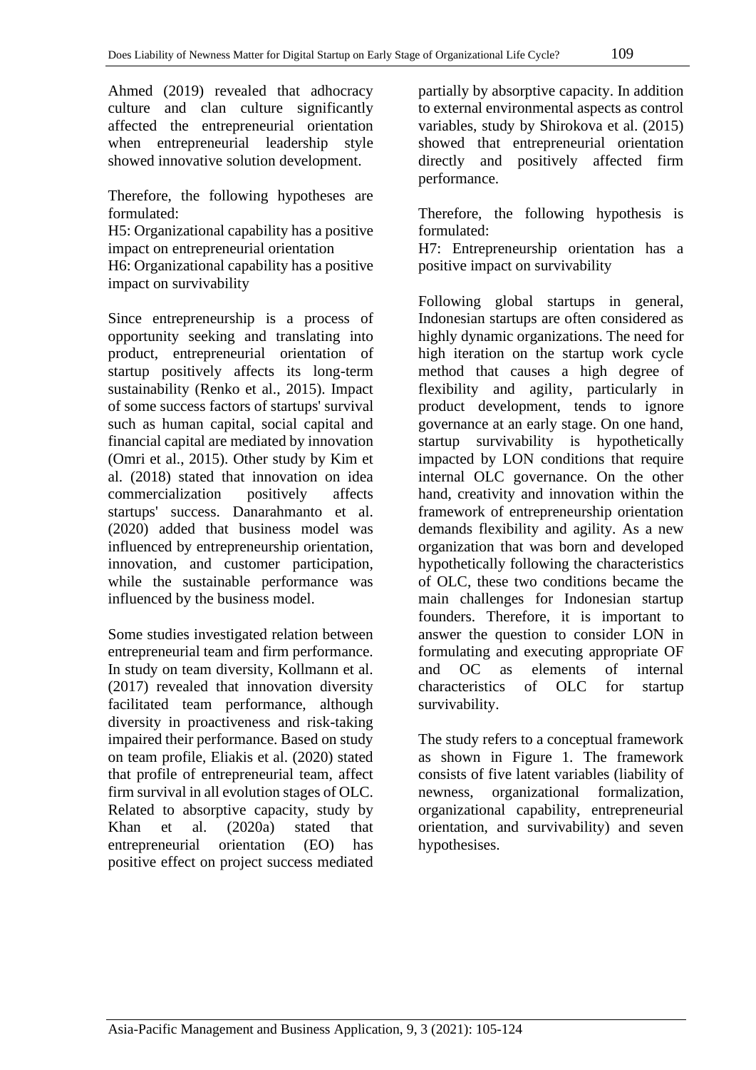Ahmed (2019) revealed that adhocracy culture and clan culture significantly affected the entrepreneurial orientation when entrepreneurial leadership style showed innovative solution development.

Therefore, the following hypotheses are formulated:

H5: Organizational capability has a positive impact on entrepreneurial orientation

H6: Organizational capability has a positive impact on survivability

Since entrepreneurship is a process of opportunity seeking and translating into product, entrepreneurial orientation of startup positively affects its long-term sustainability (Renko et al., 2015). Impact of some success factors of startups' survival such as human capital, social capital and financial capital are mediated by innovation (Omri et al., 2015). Other study by Kim et al. (2018) stated that innovation on idea commercialization positively affects startups' success. Danarahmanto et al. (2020) added that business model was influenced by entrepreneurship orientation, innovation, and customer participation, while the sustainable performance was influenced by the business model.

Some studies investigated relation between entrepreneurial team and firm performance. In study on team diversity, Kollmann et al. (2017) revealed that innovation diversity facilitated team performance, although diversity in proactiveness and risk-taking impaired their performance. Based on study on team profile, Eliakis et al. (2020) stated that profile of entrepreneurial team, affect firm survival in all evolution stages of OLC. Related to absorptive capacity, study by Khan et al. (2020a) stated that entrepreneurial orientation (EO) has positive effect on project success mediated partially by absorptive capacity. In addition to external environmental aspects as control variables, study by Shirokova et al. (2015) showed that entrepreneurial orientation directly and positively affected firm performance.

Therefore, the following hypothesis is formulated:

H7: Entrepreneurship orientation has a positive impact on survivability

Following global startups in general, Indonesian startups are often considered as highly dynamic organizations. The need for high iteration on the startup work cycle method that causes a high degree of flexibility and agility, particularly in product development, tends to ignore governance at an early stage. On one hand, startup survivability is hypothetically impacted by LON conditions that require internal OLC governance. On the other hand, creativity and innovation within the framework of entrepreneurship orientation demands flexibility and agility. As a new organization that was born and developed hypothetically following the characteristics of OLC, these two conditions became the main challenges for Indonesian startup founders. Therefore, it is important to answer the question to consider LON in formulating and executing appropriate OF and OC as elements of internal characteristics of OLC for startup survivability.

The study refers to a conceptual framework as shown in Figure 1. The framework consists of five latent variables (liability of newness, organizational formalization, organizational capability, entrepreneurial orientation, and survivability) and seven hypothesises.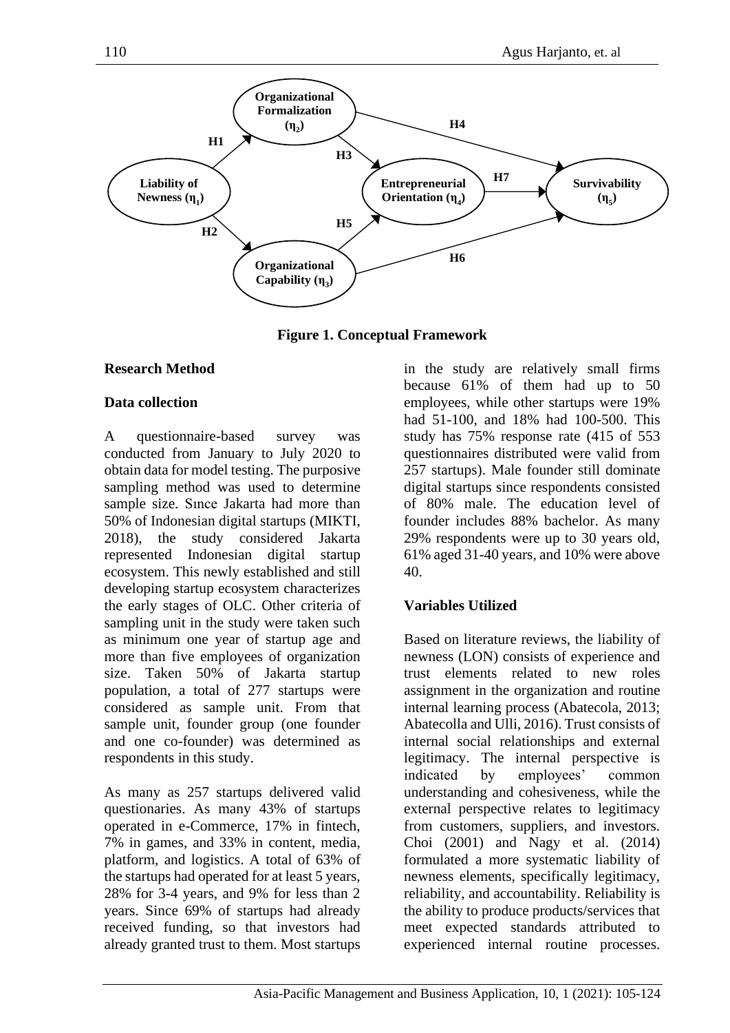Figure 1. Conceptual Framework

## Research Method

### Data collection

A questionnaire-based survey was conducted from January to July 2020 to obtain data for model testing. The purposive sampling method was used to determine sample size. Sınce Jakarta had more than 50% of Indonesian digital startups (MIKTI, 2018), the study considered Jakarta represented Indonesian digital startup ecosystem. This newly established and still developing startup ecosystem characterizes the early stages of OLC. Other criteria of sampling unit in the study were taken such as minimum one year of startup age and more than five employees of organization size. Taken 50% of Jakarta startup population, a total of 277 startups were considered as sample unit. From that sample unit, founder group (one founder and one co-founder) was determined as respondents in this study.

As many as 257 startups delivered valid questionaries. As many 43% of startups operated in e-Commerce, 17% in fintech, 7% in games, and 33% in content, media, platform, and logistics. A total of 63% of the startups had operated for at least 5 years, 28% for 3-4 years, and 9% for less than 2 years. Since 69% of startups had already received funding, so that investors had already granted trust to them. Most startups in the study are relatively small firms because 61% of them had up to 50 employees, while other startups were 19% had 51-100, and 18% had 100-500. This study has 75% response rate (415 of 553 questionnaires distributed were valid from 257 startups). Male founder still dominate digital startups since respondents consisted of 80% male. The education level of founder includes 88% bachelor. As many 29% respondents were up to 30 years old, 61% aged 31-40 years, and 10% were above 40.

### Variables Utilized

Based on literature reviews, the liability of newness (LON) consists of experience and trust elements related to new roles assignment in the organization and routine internal learning process (Abatecola, 2013; Abatecolla and Ulli, 2016). Trust consists of internal social relationships and external legitimacy. The internal perspective is indicated by employees' common understanding and cohesiveness, while the external perspective relates to legitimacy from customers, suppliers, and investors. Choi (2001) and Nagy et al. (2014) formulated a more systematic liability of newness elements, specifically legitimacy, reliability, and accountability. Reliability is the ability to produce products/services that meet expected standards attributed to experienced internal routine processes.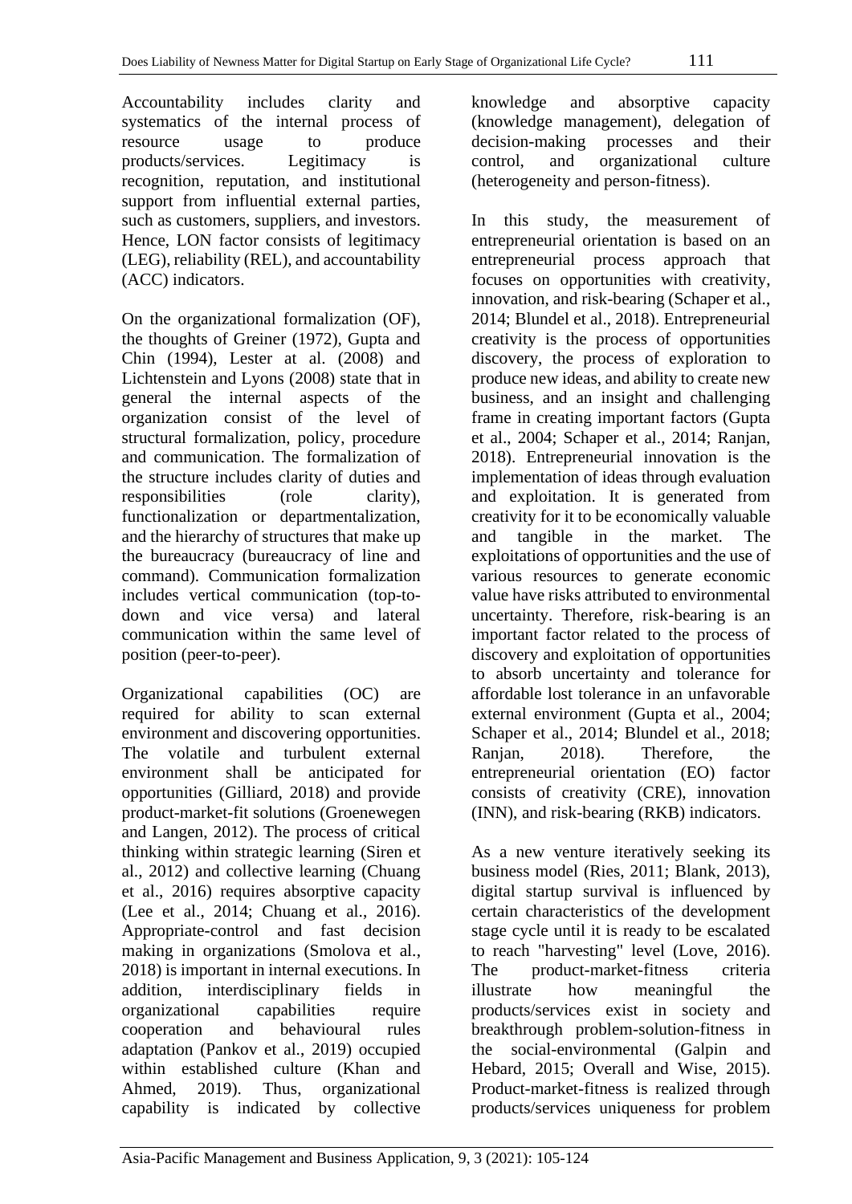Accountability includes clarity and systematics of the internal process of resource usage to produce products/services. Legitimacy is recognition, reputation, and institutional support from influential external parties, such as customers, suppliers, and investors. Hence, LON factor consists of legitimacy (LEG), reliability (REL), and accountability (ACC) indicators.

On the organizational formalization (OF), the thoughts of Greiner (1972), Gupta and Chin (1994), Lester at al. (2008) and Lichtenstein and Lyons (2008) state that in general the internal aspects of the organization consist of the level of structural formalization, policy, procedure and communication. The formalization of the structure includes clarity of duties and responsibilities (role clarity), functionalization or departmentalization, and the hierarchy of structures that make up the bureaucracy (bureaucracy of line and command). Communication formalization includes vertical communication (top-to-down and vice versa) and lateral communication within the same level of position (peer-to-peer).

Organizational capabilities (OC) are required for ability to scan external environment and discovering opportunities. The volatile and turbulent external environment shall be anticipated for opportunities (Gilliard, 2018) and provide product-market-fit solutions (Groenewegen and Langen, 2012). The process of critical thinking within strategic learning (Siren et al., 2012) and collective learning (Chuang et al., 2016) requires absorptive capacity (Lee et al., 2014; Chuang et al., 2016). Appropriate-control and fast decision making in organizations (Smolova et al., 2018) is important in internal executions. In addition, interdisciplinary fields in organizational capabilities require cooperation and behavioural rules adaptation (Pankov et al., 2019) occupied within established culture (Khan and Ahmed, 2019). Thus, organizational capability is indicated by collective knowledge and absorptive capacity (knowledge management), delegation of decision-making processes and their control, and organizational culture (heterogeneity and person-fitness).

In this study, the measurement of entrepreneurial orientation is based on an entrepreneurial process approach that focuses on opportunities with creativity, innovation, and risk-bearing (Schaper et al., 2014; Blundel et al., 2018). Entrepreneurial creativity is the process of opportunities discovery, the process of exploration to produce new ideas, and ability to create new business, and an insight and challenging frame in creating important factors (Gupta et al., 2004; Schaper et al., 2014; Ranjan, 2018). Entrepreneurial innovation is the implementation of ideas through evaluation and exploitation. It is generated from creativity for it to be economically valuable and tangible in the market. The exploitations of opportunities and the use of various resources to generate economic value have risks attributed to environmental uncertainty. Therefore, risk-bearing is an important factor related to the process of discovery and exploitation of opportunities to absorb uncertainty and tolerance for affordable lost tolerance in an unfavorable external environment (Gupta et al., 2004; Schaper et al., 2014; Blundel et al., 2018; Ranjan, 2018). Therefore, the entrepreneurial orientation (EO) factor consists of creativity (CRE), innovation (INN), and risk-bearing (RKB) indicators.

As a new venture iteratively seeking its business model (Ries, 2011; Blank, 2013), digital startup survival is influenced by certain characteristics of the development stage cycle until it is ready to be escalated to reach "harvesting" level (Love, 2016). The product-market-fitness criteria illustrate how meaningful the products/services exist in society and breakthrough problem-solution-fitness in the social-environmental (Galpin and Hebard, 2015; Overall and Wise, 2015). Product-market-fitness is realized through products/services uniqueness for problem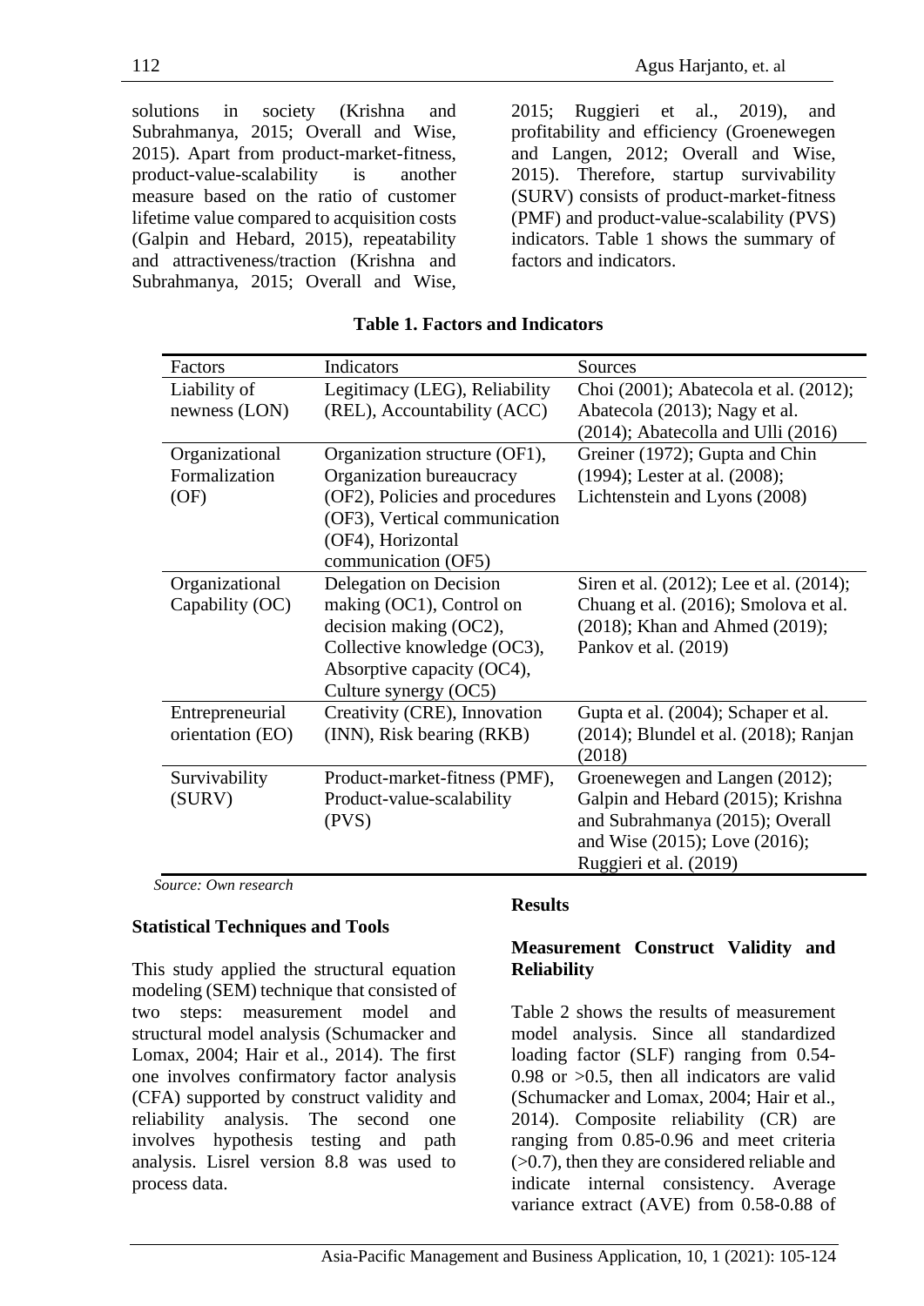solutions in society (Krishna and Subrahmanya, 2015; Overall and Wise, 2015). Apart from product-market-fitness, product-value-scalability is another measure based on the ratio of customer lifetime value compared to acquisition costs (Galpin and Hebard, 2015), repeatability and attractiveness/traction (Krishna and Subrahmanya, 2015; Overall and Wise, 2015; Ruggieri et al., 2019), and profitability and efficiency (Groenewegen and Langen, 2012; Overall and Wise, 2015). Therefore, startup survivability (SURV) consists of product-market-fitness (PMF) and product-value-scalability (PVS) indicators. Table 1 shows the summary of factors and indicators.

**Table 1. Factors and Indicators**

| Factors | Indicators | Sources |
|---|---|---|
| Liability of newness (LON) | Legitimacy (LEG), Reliability (REL), Accountability (ACC) | Choi (2001); Abatecola et al. (2012); Abatecola (2013); Nagy et al. (2014); Abatecolla and Ulli (2016) |
| Organizational Formalization (OF) | Organization structure (OF1), Organization bureaucracy (OF2), Policies and procedures (OF3), Vertical communication (OF4), Horizontal communication (OF5) | Greiner (1972); Gupta and Chin (1994); Lester at al. (2008); Lichtenstein and Lyons (2008) |
| Organizational Capability (OC) | Delegation on Decision making (OC1), Control on decision making (OC2), Collective knowledge (OC3), Absorptive capacity (OC4), Culture synergy (OC5) | Siren et al. (2012); Lee et al. (2014); Chuang et al. (2016); Smolova et al. (2018); Khan and Ahmed (2019); Pankov et al. (2019) |
| Entrepreneurial orientation (EO) | Creativity (CRE), Innovation (INN), Risk bearing (RKB) | Gupta et al. (2004); Schaper et al. (2014); Blundel et al. (2018); Ranjan (2018) |
| Survivability (SURV) | Product-market-fitness (PMF), Product-value-scalability (PVS) | Groenewegen and Langen (2012); Galpin and Hebard (2015); Krishna and Subrahmanya (2015); Overall and Wise (2015); Love (2016); Ruggieri et al. (2019) |

*Source: Own research*

### Statistical Techniques and Tools

This study applied the structural equation modeling (SEM) technique that consisted of two steps: measurement model and structural model analysis (Schumacker and Lomax, 2004; Hair et al., 2014). The first one involves confirmatory factor analysis (CFA) supported by construct validity and reliability analysis. The second one involves hypothesis testing and path analysis. Lisrel version 8.8 was used to process data.

## Results

### Measurement Construct Validity and Reliability

Table 2 shows the results of measurement model analysis. Since all standardized loading factor (SLF) ranging from 0.54-0.98 or >0.5, then all indicators are valid (Schumacker and Lomax, 2004; Hair et al., 2014). Composite reliability (CR) are ranging from 0.85-0.96 and meet criteria (>0.7), then they are considered reliable and indicate internal consistency. Average variance extract (AVE) from 0.58-0.88 of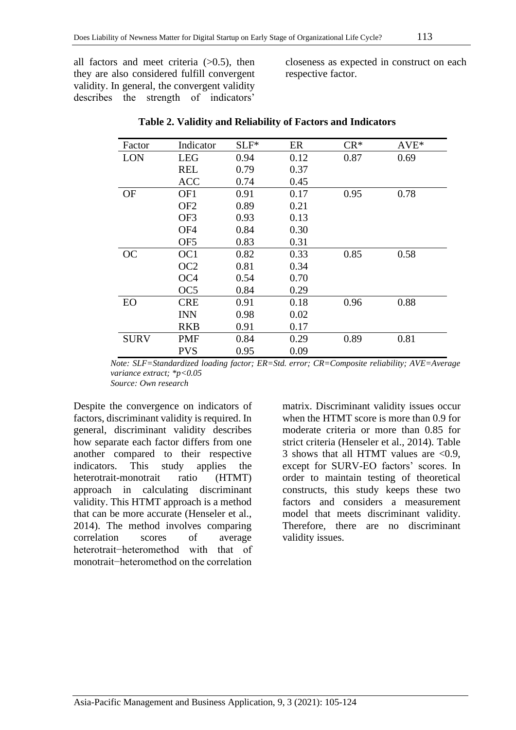all factors and meet criteria (>0.5), then they are also considered fulfill convergent validity. In general, the convergent validity describes the strength of indicators' closeness as expected in construct on each respective factor.

**Table 2. Validity and Reliability of Factors and Indicators**

| Factor | Indicator | SLF* | ER | CR* | AVE* |
|---|---|---|---|---|---|
| LON | LEG | 0.94 | 0.12 | 0.87 | 0.69 |
| | REL | 0.79 | 0.37 | | |
| | ACC | 0.74 | 0.45 | | |
| OF | OF1 | 0.91 | 0.17 | 0.95 | 0.78 |
| | OF2 | 0.89 | 0.21 | | |
| | OF3 | 0.93 | 0.13 | | |
| | OF4 | 0.84 | 0.30 | | |
| | OF5 | 0.83 | 0.31 | | |
| OC | OC1 | 0.82 | 0.33 | 0.85 | 0.58 |
| | OC2 | 0.81 | 0.34 | | |
| | OC4 | 0.54 | 0.70 | | |
| | OC5 | 0.84 | 0.29 | | |
| EO | CRE | 0.91 | 0.18 | 0.96 | 0.88 |
| | INN | 0.98 | 0.02 | | |
| | RKB | 0.91 | 0.17 | | |
| SURV | PMF | 0.84 | 0.29 | 0.89 | 0.81 |
| | PVS | 0.95 | 0.09 | | |

*Note: SLF=Standardized loading factor; ER=Std. error; CR=Composite reliability; AVE=Average variance extract; *p<0.05*

*Source: Own research*

Despite the convergence on indicators of factors, discriminant validity is required. In general, discriminant validity describes how separate each factor differs from one another compared to their respective indicators. This study applies the heterotrait-monotrait ratio (HTMT) approach in calculating discriminant validity. This HTMT approach is a method that can be more accurate (Henseler et al., 2014). The method involves comparing correlation scores of average heterotrait−heteromethod with that of monotrait−heteromethod on the correlation matrix. Discriminant validity issues occur when the HTMT score is more than 0.9 for moderate criteria or more than 0.85 for strict criteria (Henseler et al., 2014). Table 3 shows that all HTMT values are <0.9, except for SURV-EO factors' scores. In order to maintain testing of theoretical constructs, this study keeps these two factors and considers a measurement model that meets discriminant validity. Therefore, there are no discriminant validity issues.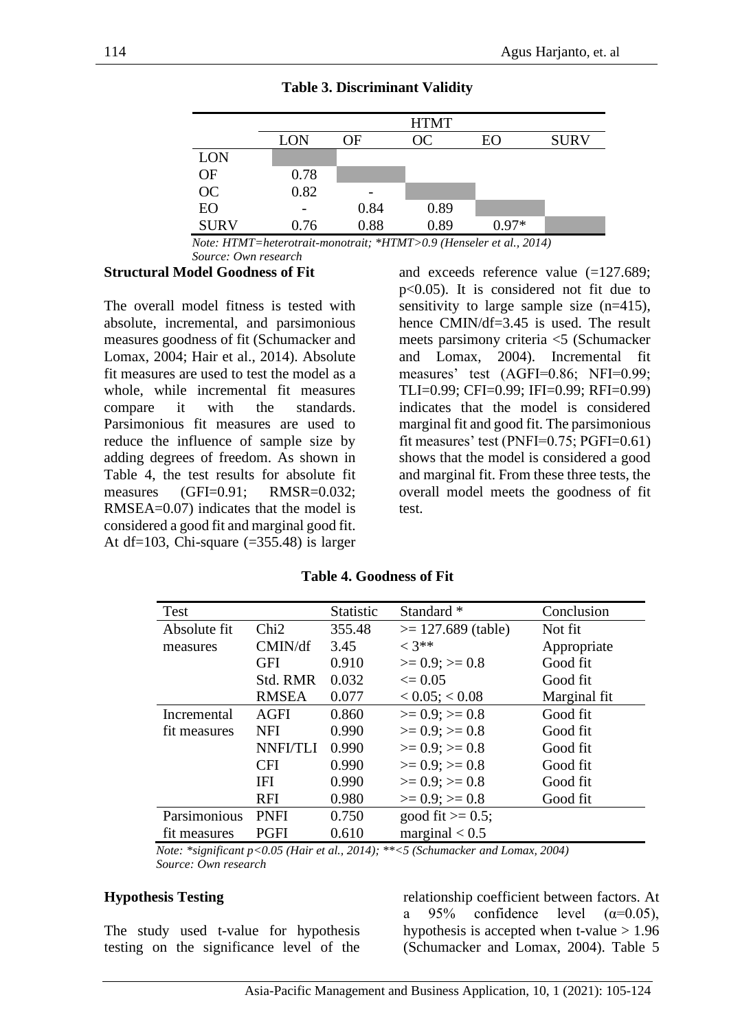**Table 3. Discriminant Validity**

| | HTMT | | | | |
|---|---|---|---|---|---|
| | LON | OF | OC | EO | SURV |
| LON | | | | | |
| OF | 0.78 | | | | |
| OC | 0.82 | - | | | |
| EO | - | 0.84 | 0.89 | | |
| SURV | 0.76 | 0.88 | 0.89 | 0.97* | |

*Note: HTMT=heterotrait-monotrait; *HTMT>0.9 (Henseler et al., 2014)*
*Source: Own research*

### Structural Model Goodness of Fit

The overall model fitness is tested with absolute, incremental, and parsimonious measures goodness of fit (Schumacker and Lomax, 2004; Hair et al., 2014). Absolute fit measures are used to test the model as a whole, while incremental fit measures compare it with the standards. Parsimonious fit measures are used to reduce the influence of sample size by adding degrees of freedom. As shown in Table 4, the test results for absolute fit measures (GFI=0.91; RMSR=0.032; RMSEA=0.07) indicates that the model is considered a good fit and marginal good fit. At df=103, Chi-square (=355.48) is larger and exceeds reference value (=127.689; $p<0.05$). It is considered not fit due to sensitivity to large sample size (n=415), hence CMIN/df=3.45 is used. The result meets parsimony criteria <5 (Schumacker and Lomax, 2004). Incremental fit measures' test (AGFI=0.86; NFI=0.99; TLI=0.99; CFI=0.99; IFI=0.99; RFI=0.99) indicates that the model is considered marginal fit and good fit. The parsimonious fit measures' test (PNFI=0.75; PGFI=0.61) shows that the model is considered a good and marginal fit. From these three tests, the overall model meets the goodness of fit test.

**Table 4. Goodness of Fit**

| Test | | Statistic | Standard * | Conclusion |
|---|---|---|---|---|
| Absolute fit measures | Chi2 | 355.48 | >= 127.689 (table) | Not fit |
| | CMIN/df | 3.45 | < 3** | Appropriate |
| | GFI | 0.910 | >= 0.9; >= 0.8 | Good fit |
| | Std. RMR | 0.032 | <= 0.05 | Good fit |
| | RMSEA | 0.077 | < 0.05; < 0.08 | Marginal fit |
| Incremental fit measures | AGFI | 0.860 | >= 0.9; >= 0.8 | Good fit |
| | NFI | 0.990 | >= 0.9; >= 0.8 | Good fit |
| | NNFI/TLI | 0.990 | >= 0.9; >= 0.8 | Good fit |
| | CFI | 0.990 | >= 0.9; >= 0.8 | Good fit |
| | IFI | 0.990 | >= 0.9; >= 0.8 | Good fit |
| | RFI | 0.980 | >= 0.9; >= 0.8 | Good fit |
| Parsimonious fit measures | PNFI | 0.750 | good fit >= 0.5; | |
| | PGFI | 0.610 | marginal < 0.5 | |

*Note: *significant p<0.05 (Hair et al., 2014); **<5 (Schumacker and Lomax, 2004)*
*Source: Own research*

### Hypothesis Testing

The study used t-value for hypothesis testing on the significance level of the relationship coefficient between factors. At a 95% confidence level ($\alpha=0.05$), hypothesis is accepted when t-value > 1.96 (Schumacker and Lomax, 2004). Table 5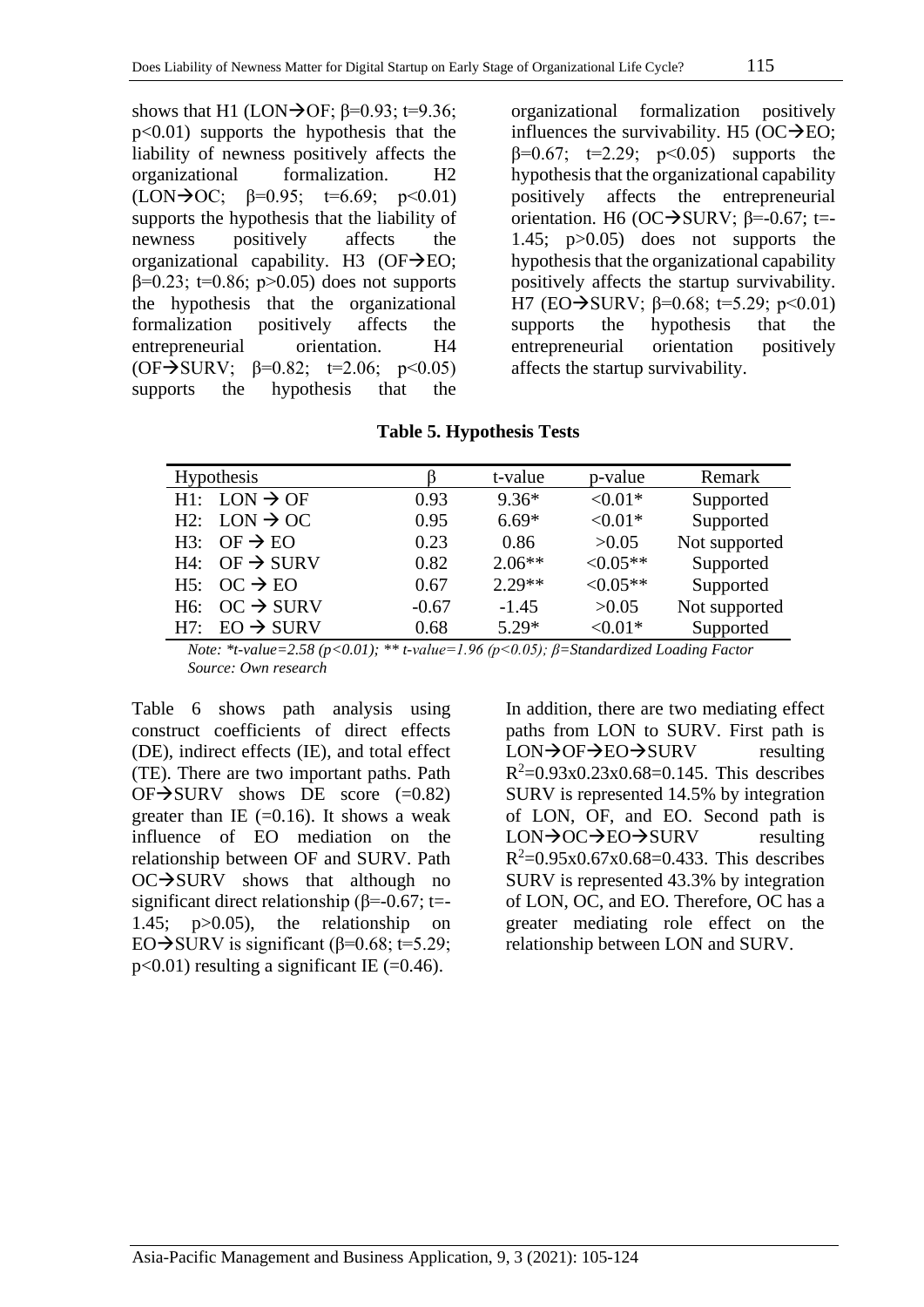shows that H1 (LON→OF; β=0.93; t=9.36; $p<0.01$) supports the hypothesis that the liability of newness positively affects the organizational formalization. H2 (LON→OC; β=0.95; t=6.69; $p<0.01$) supports the hypothesis that the liability of newness positively affects the organizational capability. H3 (OF→EO; β=0.23; t=0.86; $p>0.05$) does not supports the hypothesis that the organizational formalization positively affects the entrepreneurial orientation. H4 (OF→SURV; β=0.82; t=2.06; $p<0.05$) supports the hypothesis that the organizational formalization positively influences the survivability. H5 (OC→EO; β=0.67; t=2.29; $p<0.05$) supports the hypothesis that the organizational capability positively affects the entrepreneurial orientation. H6 (OC→SURV; β=-0.67; t=-1.45; $p>0.05$) does not supports the hypothesis that the organizational capability positively affects the startup survivability. H7 (EO→SURV; β=0.68; t=5.29; $p<0.01$) supports the hypothesis that the entrepreneurial orientation positively affects the startup survivability.

**Table 5. Hypothesis Tests**

| Hypothesis | β | t-value | p-value | Remark |
|---|---|---|---|---|
| H1: LON → OF | 0.93 | 9.36* | <0.01* | Supported |
| H2: LON → OC | 0.95 | 6.69* | <0.01* | Supported |
| H3: OF → EO | 0.23 | 0.86 | >0.05 | Not supported |
| H4: OF → SURV | 0.82 | 2.06** | <0.05** | Supported |
| H5: OC → EO | 0.67 | 2.29** | <0.05** | Supported |
| H6: OC → SURV | -0.67 | -1.45 | >0.05 | Not supported |
| H7: EO → SURV | 0.68 | 5.29* | <0.01* | Supported |

*Note: *t-value=2.58 (p<0.01); ** t-value=1.96 (p<0.05); β=Standardized Loading Factor*
*Source: Own research*

Table 6 shows path analysis using construct coefficients of direct effects (DE), indirect effects (IE), and total effect (TE). There are two important paths. Path OF→SURV shows DE score (=0.82) greater than IE (=0.16). It shows a weak influence of EO mediation on the relationship between OF and SURV. Path OC→SURV shows that although no significant direct relationship (β=-0.67; t=-1.45; $p>0.05$), the relationship on EO→SURV is significant (β=0.68; t=5.29; $p<0.01$) resulting a significant IE (=0.46).

In addition, there are two mediating effect paths from LON to SURV. First path is LON→OF→EO→SURV resulting $R^2=0.93 \times 0.23 \times 0.68=0.145$. This describes SURV is represented 14.5% by integration of LON, OF, and EO. Second path is LON→OC→EO→SURV resulting $R^2=0.95 \times 0.67 \times 0.68=0.433$. This describes SURV is represented 43.3% by integration of LON, OC, and EO. Therefore, OC has a greater mediating role effect on the relationship between LON and SURV.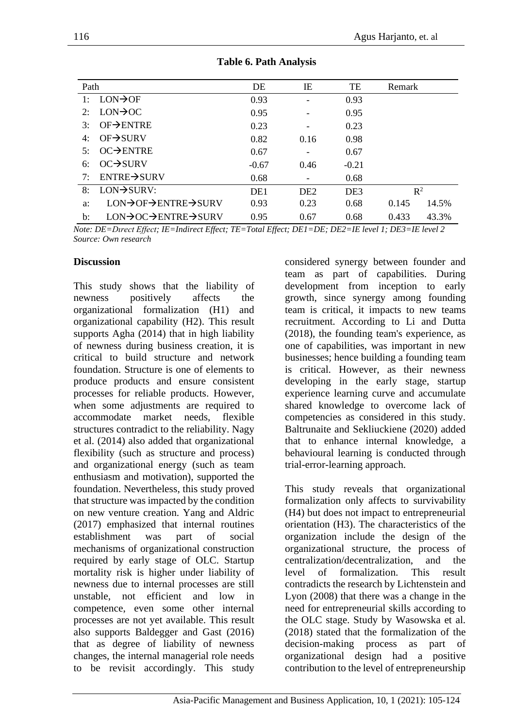**Table 6. Path Analysis**

| Path | | DE | IE | TE | Remark | |
|---|---|---|---|---|---|---|
| 1: | LON→OF | 0.93 | - | 0.93 | | |
| 2: | LON→OC | 0.95 | - | 0.95 | | |
| 3: | OF→ENTRE | 0.23 | - | 0.23 | | |
| 4: | OF→SURV | 0.82 | 0.16 | 0.98 | | |
| 5: | OC→ENTRE | 0.67 | - | 0.67 | | |
| 6: | OC→SURV | -0.67 | 0.46 | -0.21 | | |
| 7: | ENTRE→SURV | 0.68 | - | 0.68 | | |
| 8: | LON→SURV: | DE1 | DE2 | DE3 | $R^2$ | |
| a: | LON→OF→ENTRE→SURV | 0.93 | 0.23 | 0.68 | 0.145 | 14.5% |
| b: | LON→OC→ENTRE→SURV | 0.95 | 0.67 | 0.68 | 0.433 | 43.3% |

*Note: DE=Direct Effect; IE=Indirect Effect; TE=Total Effect; DE1=DE; DE2=IE level 1; DE3=IE level 2*
*Source: Own research*

**Discussion**

This study shows that the liability of newness positively affects the organizational formalization (H1) and organizational capability (H2). This result supports Agha (2014) that in high liability of newness during business creation, it is critical to build structure and network foundation. Structure is one of elements to produce products and ensure consistent processes for reliable products. However, when some adjustments are required to accommodate market needs, flexible structures contradict to the reliability. Nagy et al. (2014) also added that organizational flexibility (such as structure and process) and organizational energy (such as team enthusiasm and motivation), supported the foundation. Nevertheless, this study proved that structure was impacted by the condition on new venture creation. Yang and Aldric (2017) emphasized that internal routines establishment was part of social mechanisms of organizational construction required by early stage of OLC. Startup mortality risk is higher under liability of newness due to internal processes are still unstable, not efficient and low in competence, even some other internal processes are not yet available. This result also supports Baldegger and Gast (2016) that as degree of liability of newness changes, the internal managerial role needs to be revisit accordingly. This study considered synergy between founder and team as part of capabilities. During development from inception to early growth, since synergy among founding team is critical, it impacts to new teams recruitment. According to Li and Dutta (2018), the founding team's experience, as one of capabilities, was important in new businesses; hence building a founding team is critical. However, as their newness developing in the early stage, startup experience learning curve and accumulate shared knowledge to overcome lack of competencies as considered in this study. Baltrunaite and Sekliuckiene (2020) added that to enhance internal knowledge, a behavioural learning is conducted through trial-error-learning approach.

This study reveals that organizational formalization only affects to survivability (H4) but does not impact to entrepreneurial orientation (H3). The characteristics of the organization include the design of the organizational structure, the process of centralization/decentralization, and the level of formalization. This result contradicts the research by Lichtenstein and Lyon (2008) that there was a change in the need for entrepreneurial skills according to the OLC stage. Study by Wasowska et al. (2018) stated that the formalization of the decision-making process as part of organizational design had a positive contribution to the level of entrepreneurship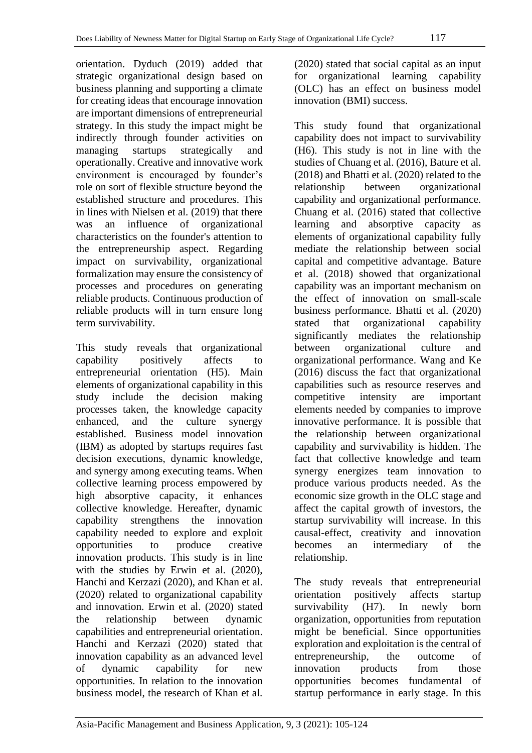orientation. Dyduch (2019) added that strategic organizational design based on business planning and supporting a climate for creating ideas that encourage innovation are important dimensions of entrepreneurial strategy. In this study the impact might be indirectly through founder activities on managing startups strategically and operationally. Creative and innovative work environment is encouraged by founder's role on sort of flexible structure beyond the established structure and procedures. This in lines with Nielsen et al. (2019) that there was an influence of organizational characteristics on the founder's attention to the entrepreneurship aspect. Regarding impact on survivability, organizational formalization may ensure the consistency of processes and procedures on generating reliable products. Continuous production of reliable products will in turn ensure long term survivability.

This study reveals that organizational capability positively affects to entrepreneurial orientation (H5). Main elements of organizational capability in this study include the decision making processes taken, the knowledge capacity enhanced, and the culture synergy established. Business model innovation (IBM) as adopted by startups requires fast decision executions, dynamic knowledge, and synergy among executing teams. When collective learning process empowered by high absorptive capacity, it enhances collective knowledge. Hereafter, dynamic capability strengthens the innovation capability needed to explore and exploit opportunities to produce creative innovation products. This study is in line with the studies by Erwin et al. (2020), Hanchi and Kerzazi (2020), and Khan et al. (2020) related to organizational capability and innovation. Erwin et al. (2020) stated the relationship between dynamic capabilities and entrepreneurial orientation. Hanchi and Kerzazi (2020) stated that innovation capability as an advanced level of dynamic capability for new opportunities. In relation to the innovation business model, the research of Khan et al. (2020) stated that social capital as an input for organizational learning capability (OLC) has an effect on business model innovation (BMI) success.

This study found that organizational capability does not impact to survivability (H6). This study is not in line with the studies of Chuang et al. (2016), Bature et al. (2018) and Bhatti et al. (2020) related to the relationship between organizational capability and organizational performance. Chuang et al. (2016) stated that collective learning and absorptive capacity as elements of organizational capability fully mediate the relationship between social capital and competitive advantage. Bature et al. (2018) showed that organizational capability was an important mechanism on the effect of innovation on small-scale business performance. Bhatti et al. (2020) stated that organizational capability significantly mediates the relationship between organizational culture and organizational performance. Wang and Ke (2016) discuss the fact that organizational capabilities such as resource reserves and competitive intensity are important elements needed by companies to improve innovative performance. It is possible that the relationship between organizational capability and survivability is hidden. The fact that collective knowledge and team synergy energizes team innovation to produce various products needed. As the economic size growth in the OLC stage and affect the capital growth of investors, the startup survivability will increase. In this causal-effect, creativity and innovation becomes an intermediary of the relationship.

The study reveals that entrepreneurial orientation positively affects startup survivability (H7). In newly born organization, opportunities from reputation might be beneficial. Since opportunities exploration and exploitation is the central of entrepreneurship, the outcome of innovation products from those opportunities becomes fundamental of startup performance in early stage. In this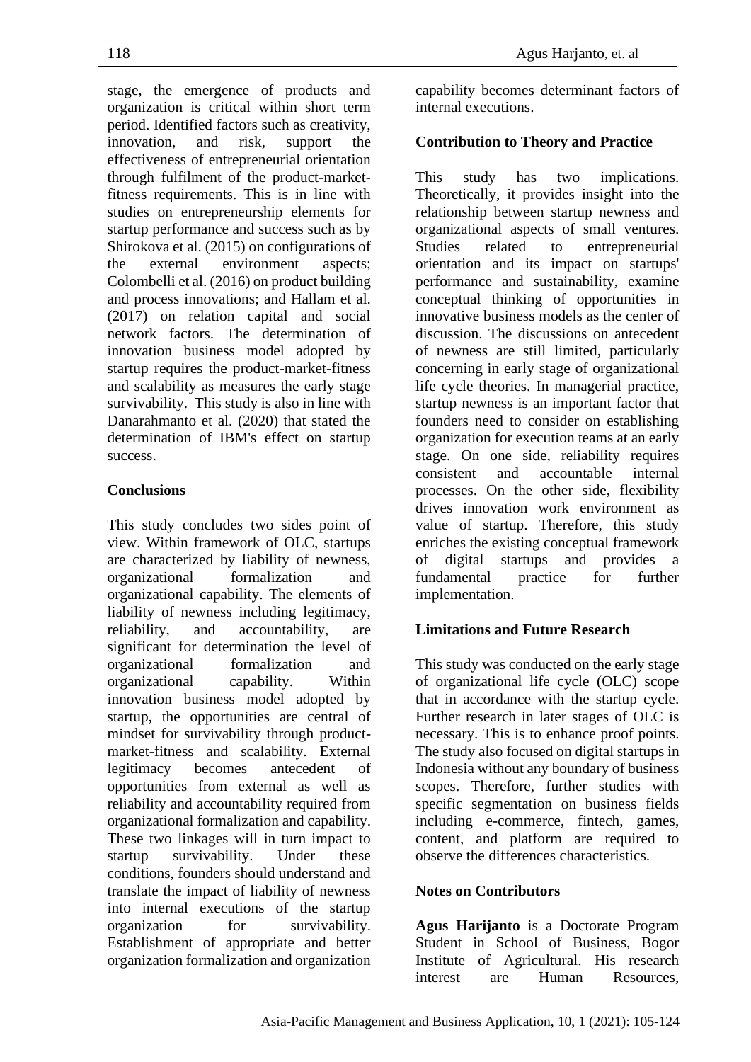stage, the emergence of products and organization is critical within short term period. Identified factors such as creativity, innovation, and risk, support the effectiveness of entrepreneurial orientation through fulfilment of the product-market-fitness requirements. This is in line with studies on entrepreneurship elements for startup performance and success such as by Shirokova et al. (2015) on configurations of the external environment aspects; Colombelli et al. (2016) on product building and process innovations; and Hallam et al. (2017) on relation capital and social network factors. The determination of innovation business model adopted by startup requires the product-market-fitness and scalability as measures the early stage survivability. This study is also in line with Danarahmanto et al. (2020) that stated the determination of IBM's effect on startup success.

## Conclusions

This study concludes two sides point of view. Within framework of OLC, startups are characterized by liability of newness, organizational formalization and organizational capability. The elements of liability of newness including legitimacy, reliability, and accountability, are significant for determination the level of organizational formalization and organizational capability. Within innovation business model adopted by startup, the opportunities are central of mindset for survivability through product-market-fitness and scalability. External legitimacy becomes antecedent of opportunities from external as well as reliability and accountability required from organizational formalization and capability. These two linkages will in turn impact to startup survivability. Under these conditions, founders should understand and translate the impact of liability of newness into internal executions of the startup organization for survivability. Establishment of appropriate and better organization formalization and organization capability becomes determinant factors of internal executions.

## Contribution to Theory and Practice

This study has two implications. Theoretically, it provides insight into the relationship between startup newness and organizational aspects of small ventures. Studies related to entrepreneurial orientation and its impact on startups' performance and sustainability, examine conceptual thinking of opportunities in innovative business models as the center of discussion. The discussions on antecedent of newness are still limited, particularly concerning in early stage of organizational life cycle theories. In managerial practice, startup newness is an important factor that founders need to consider on establishing organization for execution teams at an early stage. On one side, reliability requires consistent and accountable internal processes. On the other side, flexibility drives innovation work environment as value of startup. Therefore, this study enriches the existing conceptual framework of digital startups and provides a fundamental practice for further implementation.

## Limitations and Future Research

This study was conducted on the early stage of organizational life cycle (OLC) scope that in accordance with the startup cycle. Further research in later stages of OLC is necessary. This is to enhance proof points. The study also focused on digital startups in Indonesia without any boundary of business scopes. Therefore, further studies with specific segmentation on business fields including e-commerce, fintech, games, content, and platform are required to observe the differences characteristics.

## Notes on Contributors

**Agus Harijanto** is a Doctorate Program Student in School of Business, Bogor Institute of Agricultural. His research interest are Human Resources,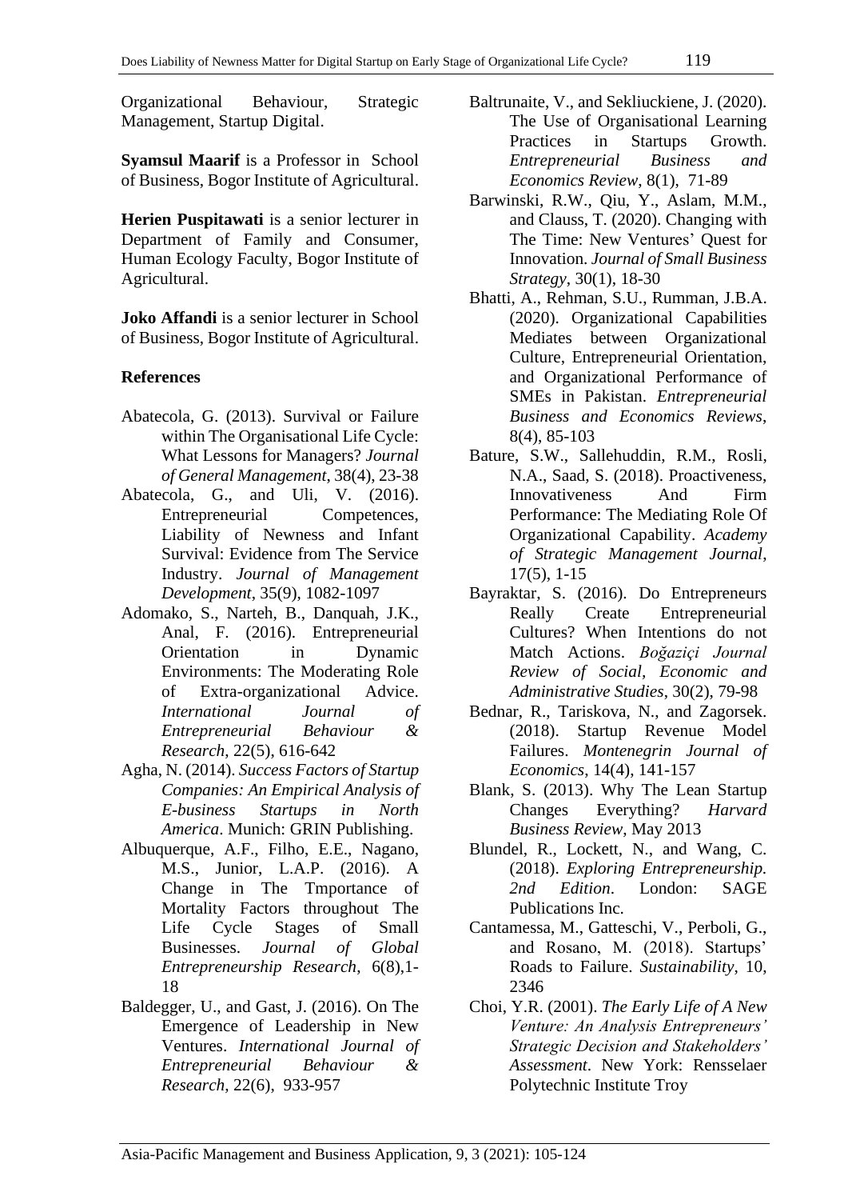Organizational Behaviour, Strategic Management, Startup Digital.

**Syamsul Maarif** is a Professor in School of Business, Bogor Institute of Agricultural.

**Herien Puspitawati** is a senior lecturer in Department of Family and Consumer, Human Ecology Faculty, Bogor Institute of Agricultural.

**Joko Affandi** is a senior lecturer in School of Business, Bogor Institute of Agricultural.

### References

Abatecola, G. (2013). Survival or Failure within The Organisational Life Cycle: What Lessons for Managers? *Journal of General Management*, 38(4), 23-38

Abatecola, G., and Uli, V. (2016). Entrepreneurial Competences, Liability of Newness and Infant Survival: Evidence from The Service Industry. *Journal of Management Development*, 35(9), 1082-1097

Adomako, S., Narteh, B., Danquah, J.K., Anal, F. (2016). Entrepreneurial Orientation in Dynamic Environments: The Moderating Role of Extra-organizational Advice. *International Journal of Entrepreneurial Behaviour & Research*, 22(5), 616-642

Agha, N. (2014). *Success Factors of Startup Companies: An Empirical Analysis of E-business Startups in North America*. Munich: GRIN Publishing.

Albuquerque, A.F., Filho, E.E., Nagano, M.S., Junior, L.A.P. (2016). A Change in The Tmportance of Mortality Factors throughout The Life Cycle Stages of Small Businesses. *Journal of Global Entrepreneurship Research*, 6(8),1-18

Baldegger, U., and Gast, J. (2016). On The Emergence of Leadership in New Ventures. *International Journal of Entrepreneurial Behaviour & Research*, 22(6), 933-957

Baltrunaite, V., and Sekliuckiene, J. (2020). The Use of Organisational Learning Practices in Startups Growth. *Entrepreneurial Business and Economics Review*, 8(1), 71-89

Barwinski, R.W., Qiu, Y., Aslam, M.M., and Clauss, T. (2020). Changing with The Time: New Ventures' Quest for Innovation. *Journal of Small Business Strategy*, 30(1), 18-30

Bhatti, A., Rehman, S.U., Rumman, J.B.A. (2020). Organizational Capabilities Mediates between Organizational Culture, Entrepreneurial Orientation, and Organizational Performance of SMEs in Pakistan. *Entrepreneurial Business and Economics Reviews*, 8(4), 85-103

Bature, S.W., Sallehuddin, R.M., Rosli, N.A., Saad, S. (2018). Proactiveness, Innovativeness And Firm Performance: The Mediating Role Of Organizational Capability. *Academy of Strategic Management Journal*, 17(5), 1-15

Bayraktar, S. (2016). Do Entrepreneurs Really Create Entrepreneurial Cultures? When Intentions do not Match Actions. *Boğaziçi Journal Review of Social, Economic and Administrative Studies*, 30(2), 79-98

Bednar, R., Tariskova, N., and Zagorsek. (2018). Startup Revenue Model Failures. *Montenegrin Journal of Economics*, 14(4), 141-157

Blank, S. (2013). Why The Lean Startup Changes Everything? *Harvard Business Review*, May 2013

Blundel, R., Lockett, N., and Wang, C. (2018). *Exploring Entrepreneurship. 2nd Edition*. London: SAGE Publications Inc.

Cantamessa, M., Gatteschi, V., Perboli, G., and Rosano, M. (2018). Startups' Roads to Failure. *Sustainability*, 10, 2346

Choi, Y.R. (2001). *The Early Life of A New Venture: An Analysis Entrepreneurs' Strategic Decision and Stakeholders' Assessment*. New York: Rensselaer Polytechnic Institute Troy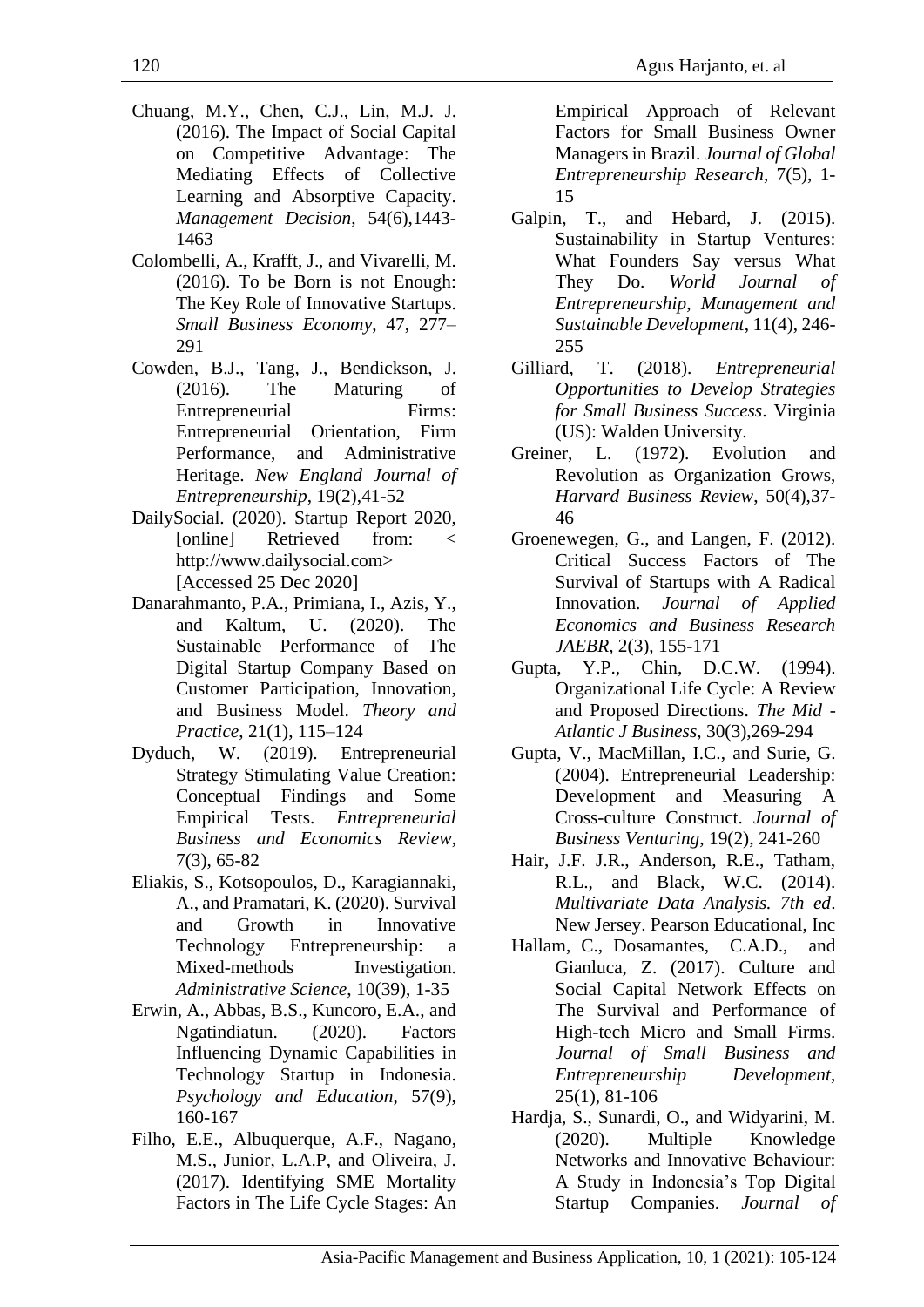Chuang, M.Y., Chen, C.J., Lin, M.J. J. (2016). The Impact of Social Capital on Competitive Advantage: The Mediating Effects of Collective Learning and Absorptive Capacity. *Management Decision*, 54(6),1443-1463

Colombelli, A., Krafft, J., and Vivarelli, M. (2016). To be Born is not Enough: The Key Role of Innovative Startups. *Small Business Economy*, 47, 277–291

Cowden, B.J., Tang, J., Bendickson, J. (2016). The Maturing of Entrepreneurial Firms: Entrepreneurial Orientation, Firm Performance, and Administrative Heritage. *New England Journal of Entrepreneurship*, 19(2),41-52

DailySocial. (2020). Startup Report 2020, [online] Retrieved from: < http://www.dailysocial.com> [Accessed 25 Dec 2020]

Danarahmanto, P.A., Primiana, I., Azis, Y., and Kaltum, U. (2020). The Sustainable Performance of The Digital Startup Company Based on Customer Participation, Innovation, and Business Model. *Theory and Practice*, 21(1), 115–124

Dyduch, W. (2019). Entrepreneurial Strategy Stimulating Value Creation: Conceptual Findings and Some Empirical Tests. *Entrepreneurial Business and Economics Review*, 7(3), 65-82

Eliakis, S., Kotsopoulos, D., Karagiannaki, A., and Pramatari, K. (2020). Survival and Growth in Innovative Technology Entrepreneurship: a Mixed-methods Investigation. *Administrative Science*, 10(39), 1-35

Erwin, A., Abbas, B.S., Kuncoro, E.A., and Ngatindiatun. (2020). Factors Influencing Dynamic Capabilities in Technology Startup in Indonesia. *Psychology and Education*, 57(9), 160-167

Filho, E.E., Albuquerque, A.F., Nagano, M.S., Junior, L.A.P, and Oliveira, J. (2017). Identifying SME Mortality Factors in The Life Cycle Stages: An Empirical Approach of Relevant Factors for Small Business Owner Managers in Brazil. *Journal of Global Entrepreneurship Research*, 7(5), 1-15

Galpin, T., and Hebard, J. (2015). Sustainability in Startup Ventures: What Founders Say versus What They Do. *World Journal of Entrepreneurship, Management and Sustainable Development*, 11(4), 246-255

Gilliard, T. (2018). *Entrepreneurial Opportunities to Develop Strategies for Small Business Success*. Virginia (US): Walden University.

Greiner, L. (1972). Evolution and Revolution as Organization Grows, *Harvard Business Review*, 50(4),37-46

Groenewegen, G., and Langen, F. (2012). Critical Success Factors of The Survival of Startups with A Radical Innovation. *Journal of Applied Economics and Business Research JAEBR*, 2(3), 155-171

Gupta, Y.P., Chin, D.C.W. (1994). Organizational Life Cycle: A Review and Proposed Directions. *The Mid - Atlantic J Business*, 30(3),269-294

Gupta, V., MacMillan, I.C., and Surie, G. (2004). Entrepreneurial Leadership: Development and Measuring A Cross-culture Construct. *Journal of Business Venturing*, 19(2), 241-260

Hair, J.F. J.R., Anderson, R.E., Tatham, R.L., and Black, W.C. (2014). *Multivariate Data Analysis. 7th ed*. New Jersey. Pearson Educational, Inc

Hallam, C., Dosamantes, C.A.D., and Gianluca, Z. (2017). Culture and Social Capital Network Effects on The Survival and Performance of High-tech Micro and Small Firms. *Journal of Small Business and Entrepreneurship Development*, 25(1), 81-106

Hardja, S., Sunardi, O., and Widyarini, M. (2020). Multiple Knowledge Networks and Innovative Behaviour: A Study in Indonesia's Top Digital Startup Companies. *Journal of*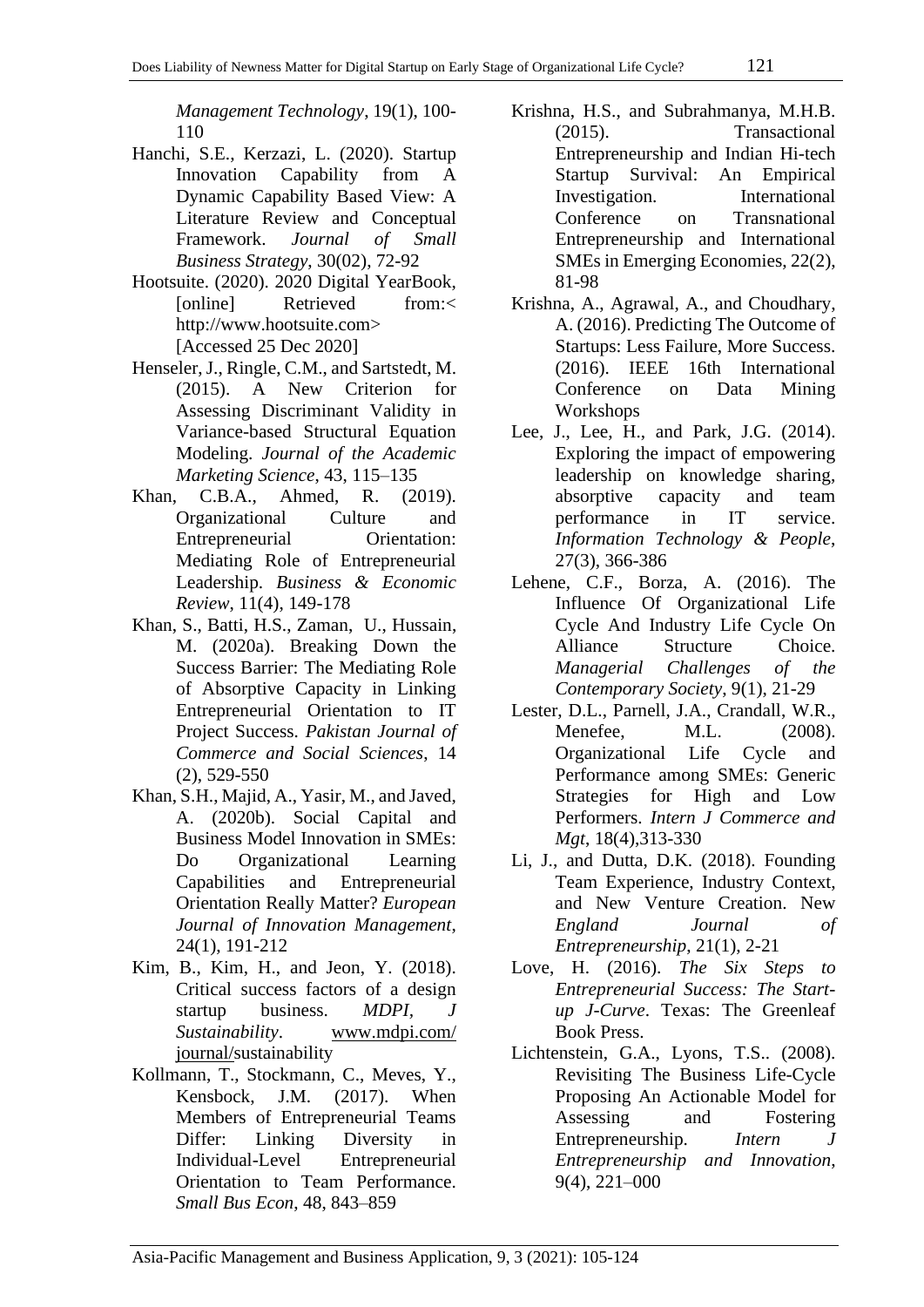*Management Technology*, 19(1), 100-110

Hanchi, S.E., Kerzazi, L. (2020). Startup Innovation Capability from A Dynamic Capability Based View: A Literature Review and Conceptual Framework. *Journal of Small Business Strategy*, 30(02), 72-92

Hootsuite. (2020). 2020 Digital YearBook, [online] Retrieved from:< http://www.hootsuite.com> [Accessed 25 Dec 2020]

Henseler, J., Ringle, C.M., and Sartstedt, M. (2015). A New Criterion for Assessing Discriminant Validity in Variance-based Structural Equation Modeling. *Journal of the Academic Marketing Science*, 43, 115–135

Khan, C.B.A., Ahmed, R. (2019). Organizational Culture and Entrepreneurial Orientation: Mediating Role of Entrepreneurial Leadership. *Business & Economic Review*, 11(4), 149-178

Khan, S., Batti, H.S., Zaman, U., Hussain, M. (2020a). Breaking Down the Success Barrier: The Mediating Role of Absorptive Capacity in Linking Entrepreneurial Orientation to IT Project Success. *Pakistan Journal of Commerce and Social Sciences*, 14 (2), 529-550

Khan, S.H., Majid, A., Yasir, M., and Javed, A. (2020b). Social Capital and Business Model Innovation in SMEs: Do Organizational Learning Capabilities and Entrepreneurial Orientation Really Matter? *European Journal of Innovation Management*, 24(1), 191-212

Kim, B., Kim, H., and Jeon, Y. (2018). Critical success factors of a design startup business. *MDPI, J Sustainability*. www.mdpi.com/journal/sustainability

Kollmann, T., Stockmann, C., Meves, Y., Kensbock, J.M. (2017). When Members of Entrepreneurial Teams Differ: Linking Diversity in Individual-Level Entrepreneurial Orientation to Team Performance. *Small Bus Econ*, 48, 843–859

Krishna, H.S., and Subrahmanya, M.H.B. (2015). Transactional Entrepreneurship and Indian Hi-tech Startup Survival: An Empirical Investigation. International Conference on Transnational Entrepreneurship and International SMEs in Emerging Economies, 22(2), 81-98

Krishna, A., Agrawal, A., and Choudhary, A. (2016). Predicting The Outcome of Startups: Less Failure, More Success. (2016). IEEE 16th International Conference on Data Mining Workshops

Lee, J., Lee, H., and Park, J.G. (2014). Exploring the impact of empowering leadership on knowledge sharing, absorptive capacity and team performance in IT service. *Information Technology & People*, 27(3), 366-386

Lehene, C.F., Borza, A. (2016). The Influence Of Organizational Life Cycle And Industry Life Cycle On Alliance Structure Choice. *Managerial Challenges of the Contemporary Society*, 9(1), 21-29

Lester, D.L., Parnell, J.A., Crandall, W.R., Menefee, M.L. (2008). Organizational Life Cycle and Performance among SMEs: Generic Strategies for High and Low Performers. *Intern J Commerce and Mgt*, 18(4),313-330

Li, J., and Dutta, D.K. (2018). Founding Team Experience, Industry Context, and New Venture Creation. New *England Journal of Entrepreneurship*, 21(1), 2-21

Love, H. (2016). *The Six Steps to Entrepreneurial Success: The Start-up J-Curve*. Texas: The Greenleaf Book Press.

Lichtenstein, G.A., Lyons, T.S.. (2008). Revisiting The Business Life-Cycle Proposing An Actionable Model for Assessing and Fostering Entrepreneurship. *Intern J Entrepreneurship and Innovation*, 9(4), 221–000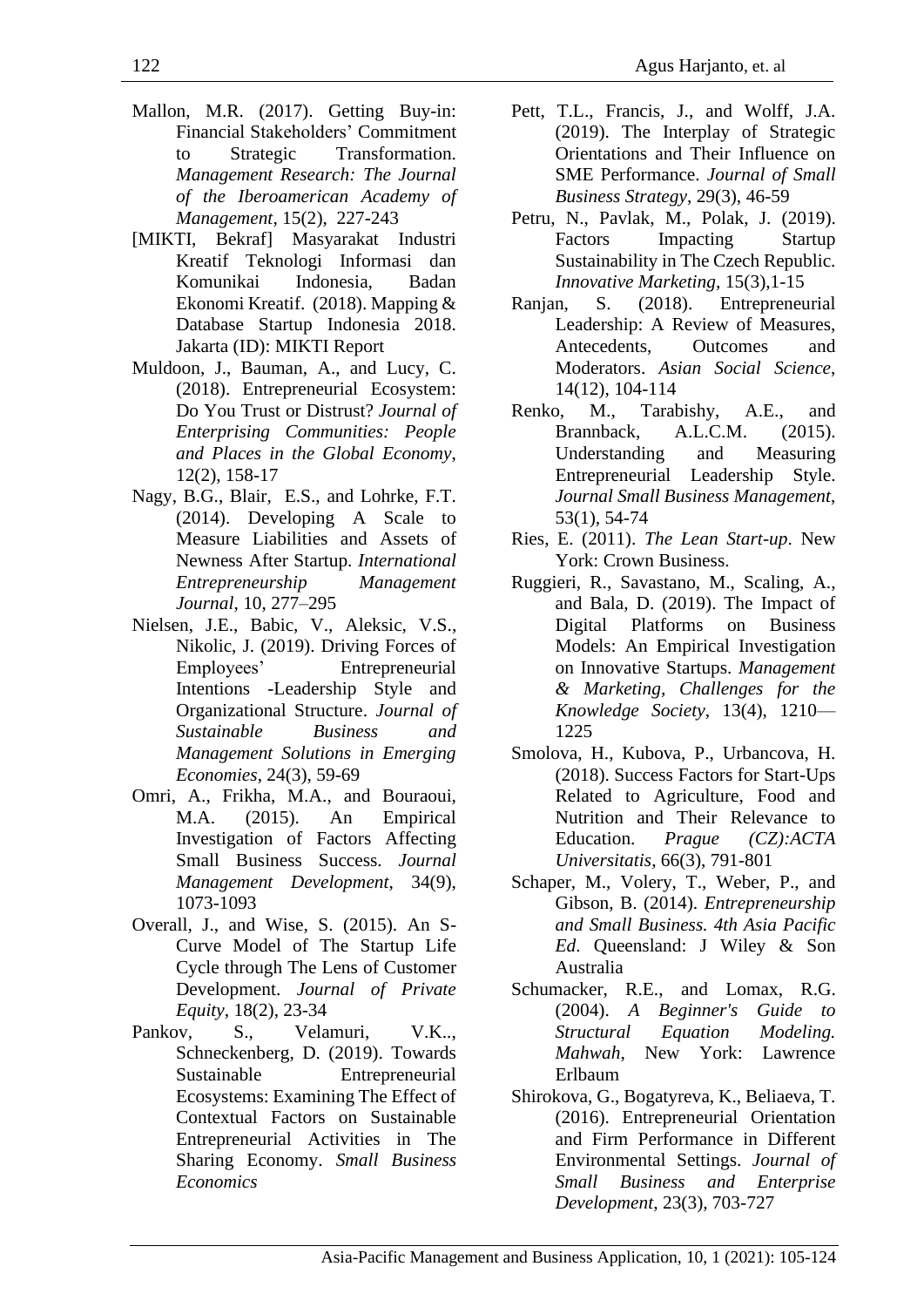Mallon, M.R. (2017). Getting Buy-in: Financial Stakeholders' Commitment to Strategic Transformation. *Management Research: The Journal of the Iberoamerican Academy of Management*, 15(2), 227-243

[MIKTI, Bekraf] Masyarakat Industri Kreatif Teknologi Informasi dan Komunikai Indonesia, Badan Ekonomi Kreatif. (2018). Mapping & Database Startup Indonesia 2018. Jakarta (ID): MIKTI Report

Muldoon, J., Bauman, A., and Lucy, C. (2018). Entrepreneurial Ecosystem: Do You Trust or Distrust? *Journal of Enterprising Communities: People and Places in the Global Economy*, 12(2), 158-17

Nagy, B.G., Blair, E.S., and Lohrke, F.T. (2014). Developing A Scale to Measure Liabilities and Assets of Newness After Startup. *International Entrepreneurship Management Journal*, 10, 277–295

Nielsen, J.E., Babic, V., Aleksic, V.S., Nikolic, J. (2019). Driving Forces of Employees' Entrepreneurial Intentions -Leadership Style and Organizational Structure. *Journal of Sustainable Business and Management Solutions in Emerging Economies*, 24(3), 59-69

Omri, A., Frikha, M.A., and Bouraoui, M.A. (2015). An Empirical Investigation of Factors Affecting Small Business Success. *Journal Management Development*, 34(9), 1073-1093

Overall, J., and Wise, S. (2015). An S-Curve Model of The Startup Life Cycle through The Lens of Customer Development. *Journal of Private Equity*, 18(2), 23-34

Pankov, S., Velamuri, V.K.., Schneckenberg, D. (2019). Towards Sustainable Entrepreneurial Ecosystems: Examining The Effect of Contextual Factors on Sustainable Entrepreneurial Activities in The Sharing Economy. *Small Business Economics*

Pett, T.L., Francis, J., and Wolff, J.A. (2019). The Interplay of Strategic Orientations and Their Influence on SME Performance. *Journal of Small Business Strategy*, 29(3), 46-59

Petru, N., Pavlak, M., Polak, J. (2019). Factors Impacting Startup Sustainability in The Czech Republic. *Innovative Marketing*, 15(3),1-15

Ranjan, S. (2018). Entrepreneurial Leadership: A Review of Measures, Antecedents, Outcomes and Moderators. *Asian Social Science*, 14(12), 104-114

Renko, M., Tarabishy, A.E., and Brannback, A.L.C.M. (2015). Understanding and Measuring Entrepreneurial Leadership Style. *Journal Small Business Management*, 53(1), 54-74

Ries, E. (2011). *The Lean Start-up*. New York: Crown Business.

Ruggieri, R., Savastano, M., Scaling, A., and Bala, D. (2019). The Impact of Digital Platforms on Business Models: An Empirical Investigation on Innovative Startups. *Management & Marketing, Challenges for the Knowledge Society*, 13(4), 1210—1225

Smolova, H., Kubova, P., Urbancova, H. (2018). Success Factors for Start-Ups Related to Agriculture, Food and Nutrition and Their Relevance to Education. *Prague (CZ):ACTA Universitatis*, 66(3), 791-801

Schaper, M., Volery, T., Weber, P., and Gibson, B. (2014). *Entrepreneurship and Small Business. 4th Asia Pacific Ed*. Queensland: J Wiley & Son Australia

Schumacker, R.E., and Lomax, R.G. (2004). *A Beginner's Guide to Structural Equation Modeling. Mahwah*, New York: Lawrence Erlbaum

Shirokova, G., Bogatyreva, K., Beliaeva, T. (2016). Entrepreneurial Orientation and Firm Performance in Different Environmental Settings. *Journal of Small Business and Enterprise Development*, 23(3), 703-727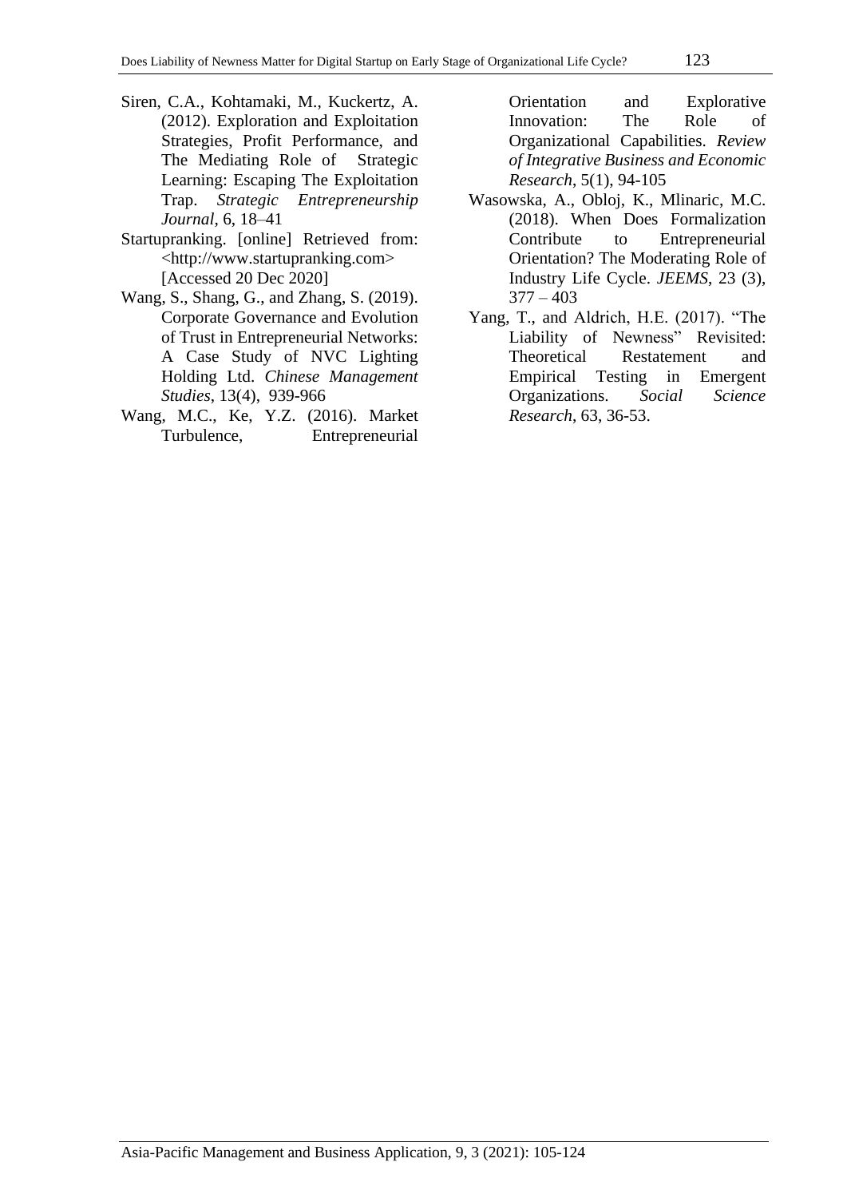Siren, C.A., Kohtamaki, M., Kuckertz, A. (2012). Exploration and Exploitation Strategies, Profit Performance, and The Mediating Role of Strategic Learning: Escaping The Exploitation Trap. *Strategic Entrepreneurship Journal*, 6, 18–41

Startupranking. [online] Retrieved from: <http://www.startupranking.com> [Accessed 20 Dec 2020]

Wang, S., Shang, G., and Zhang, S. (2019). Corporate Governance and Evolution of Trust in Entrepreneurial Networks: A Case Study of NVC Lighting Holding Ltd. *Chinese Management Studies*, 13(4), 939-966

Wang, M.C., Ke, Y.Z. (2016). Market Turbulence, Entrepreneurial Orientation and Explorative Innovation: The Role of Organizational Capabilities. *Review of Integrative Business and Economic Research*, 5(1), 94-105

Wasowska, A., Obloj, K., Mlinaric, M.C. (2018). When Does Formalization Contribute to Entrepreneurial Orientation? The Moderating Role of Industry Life Cycle. *JEEMS*, 23 (3), 377 – 403

Yang, T., and Aldrich, H.E. (2017). "The Liability of Newness" Revisited: Theoretical Restatement and Empirical Testing in Emergent Organizations. *Social Science Research*, 63, 36-53.